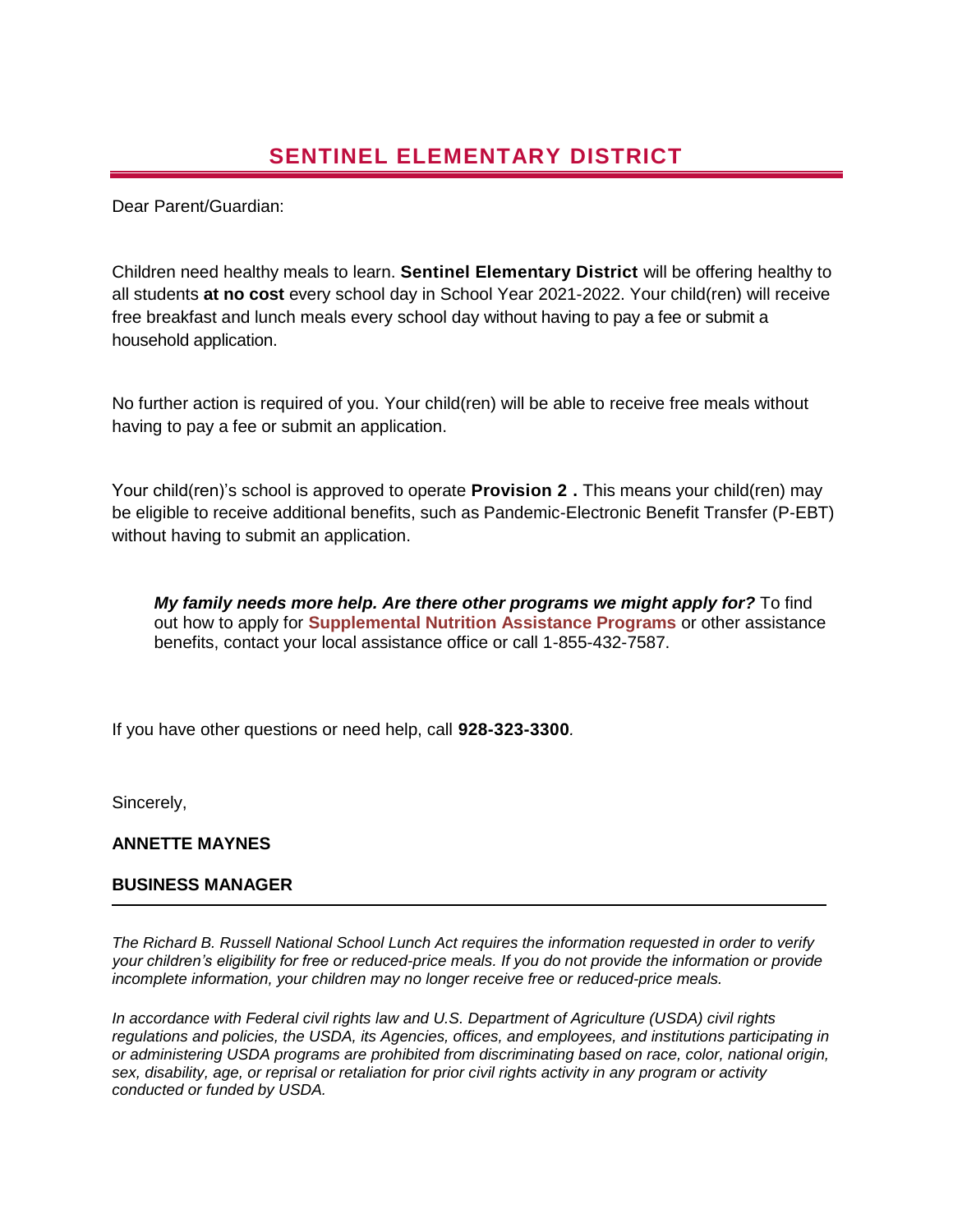# SENTINEL ELEMENTARY DISTRICT

Dear Parent/Guardian:

Children need healthy meals to learn. **Sentinel Elementary District** will be offering healthy to all students **at no cost** every school day in School Year 2021-2022. Your child(ren) will receive free breakfast and lunch meals every school day without having to pay a fee or submit a household application.

No further action is required of you. Your child(ren) will be able to receive free meals without having to pay a fee or submit an application.

Your child(ren)'s school is approved to operate **Provision 2 .** This means your child(ren) may be eligible to receive additional benefits, such as Pandemic-Electronic Benefit Transfer (P-EBT) without having to submit an application.

> ***My family needs more help. Are there other programs we might apply for?*** To find out how to apply for **Supplemental Nutrition Assistance Programs** or other assistance benefits, contact your local assistance office or call 1-855-432-7587.

If you have other questions or need help, call **928-323-3300**.

Sincerely,

**ANNETTE MAYNES**

**BUSINESS MANAGER**

---

*The Richard B. Russell National School Lunch Act requires the information requested in order to verify your children's eligibility for free or reduced-price meals. If you do not provide the information or provide incomplete information, your children may no longer receive free or reduced-price meals.*

*In accordance with Federal civil rights law and U.S. Department of Agriculture (USDA) civil rights regulations and policies, the USDA, its Agencies, offices, and employees, and institutions participating in or administering USDA programs are prohibited from discriminating based on race, color, national origin, sex, disability, age, or reprisal or retaliation for prior civil rights activity in any program or activity conducted or funded by USDA.*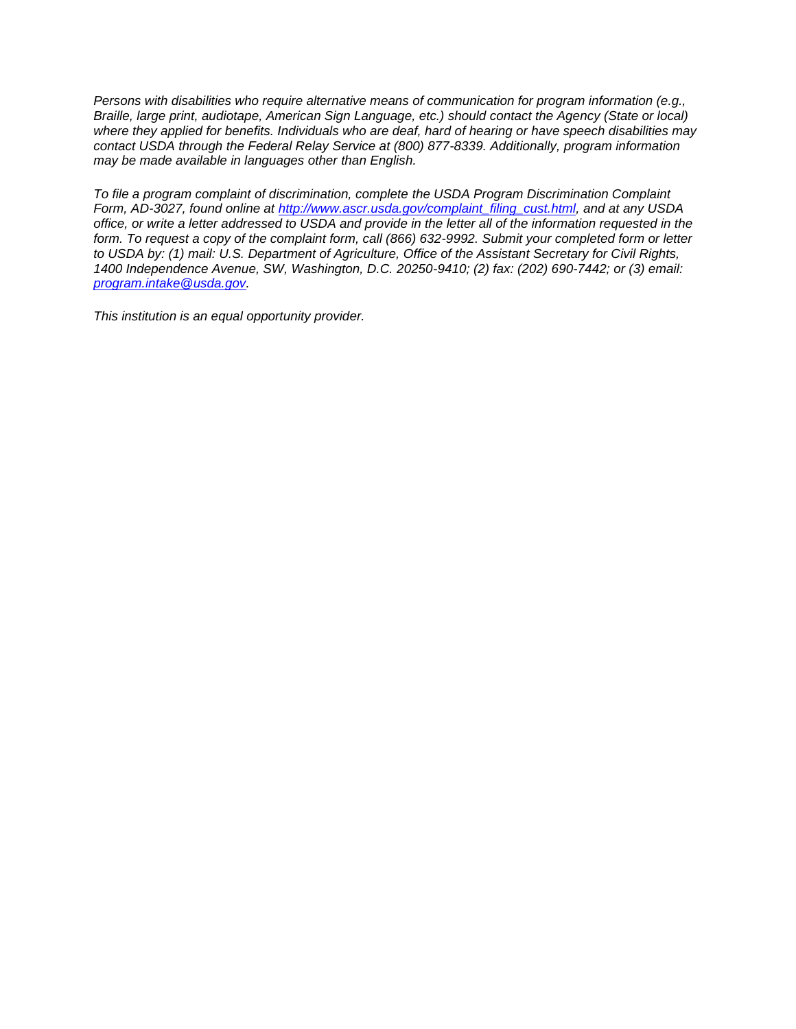*Persons with disabilities who require alternative means of communication for program information (e.g., Braille, large print, audiotape, American Sign Language, etc.) should contact the Agency (State or local) where they applied for benefits. Individuals who are deaf, hard of hearing or have speech disabilities may contact USDA through the Federal Relay Service at (800) 877-8339. Additionally, program information may be made available in languages other than English.*

*To file a program complaint of discrimination, complete the USDA Program Discrimination Complaint Form, AD-3027, found online at [http://www.ascr.usda.gov/complaint_filing_cust.html](http://www.ascr.usda.gov/complaint_filing_cust.html), and at any USDA office, or write a letter addressed to USDA and provide in the letter all of the information requested in the form. To request a copy of the complaint form, call (866) 632-9992. Submit your completed form or letter to USDA by: (1) mail: U.S. Department of Agriculture, Office of the Assistant Secretary for Civil Rights, 1400 Independence Avenue, SW, Washington, D.C. 20250-9410; (2) fax: (202) 690-7442; or (3) email: [program.intake@usda.gov](mailto:program.intake@usda.gov).*

*This institution is an equal opportunity provider.*